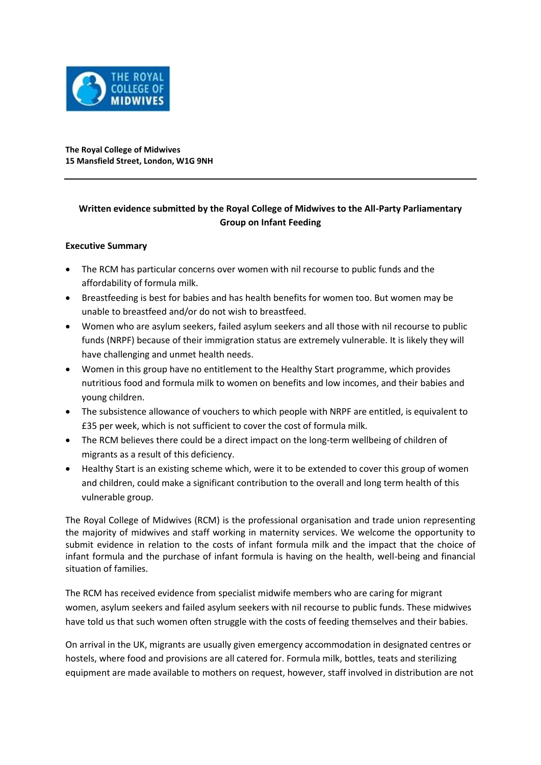**The Royal College of Midwives**
**15 Mansfield Street, London, W1G 9NH**

---

## Written evidence submitted by the Royal College of Midwives to the All-Party Parliamentary Group on Infant Feeding

### Executive Summary

- The RCM has particular concerns over women with nil recourse to public funds and the affordability of formula milk.
- Breastfeeding is best for babies and has health benefits for women too. But women may be unable to breastfeed and/or do not wish to breastfeed.
- Women who are asylum seekers, failed asylum seekers and all those with nil recourse to public funds (NRPF) because of their immigration status are extremely vulnerable. It is likely they will have challenging and unmet health needs.
- Women in this group have no entitlement to the Healthy Start programme, which provides nutritious food and formula milk to women on benefits and low incomes, and their babies and young children.
- The subsistence allowance of vouchers to which people with NRPF are entitled, is equivalent to £35 per week, which is not sufficient to cover the cost of formula milk.
- The RCM believes there could be a direct impact on the long-term wellbeing of children of migrants as a result of this deficiency.
- Healthy Start is an existing scheme which, were it to be extended to cover this group of women and children, could make a significant contribution to the overall and long term health of this vulnerable group.

The Royal College of Midwives (RCM) is the professional organisation and trade union representing the majority of midwives and staff working in maternity services. We welcome the opportunity to submit evidence in relation to the costs of infant formula milk and the impact that the choice of infant formula and the purchase of infant formula is having on the health, well-being and financial situation of families.

The RCM has received evidence from specialist midwife members who are caring for migrant women, asylum seekers and failed asylum seekers with nil recourse to public funds. These midwives have told us that such women often struggle with the costs of feeding themselves and their babies.

On arrival in the UK, migrants are usually given emergency accommodation in designated centres or hostels, where food and provisions are all catered for. Formula milk, bottles, teats and sterilizing equipment are made available to mothers on request, however, staff involved in distribution are not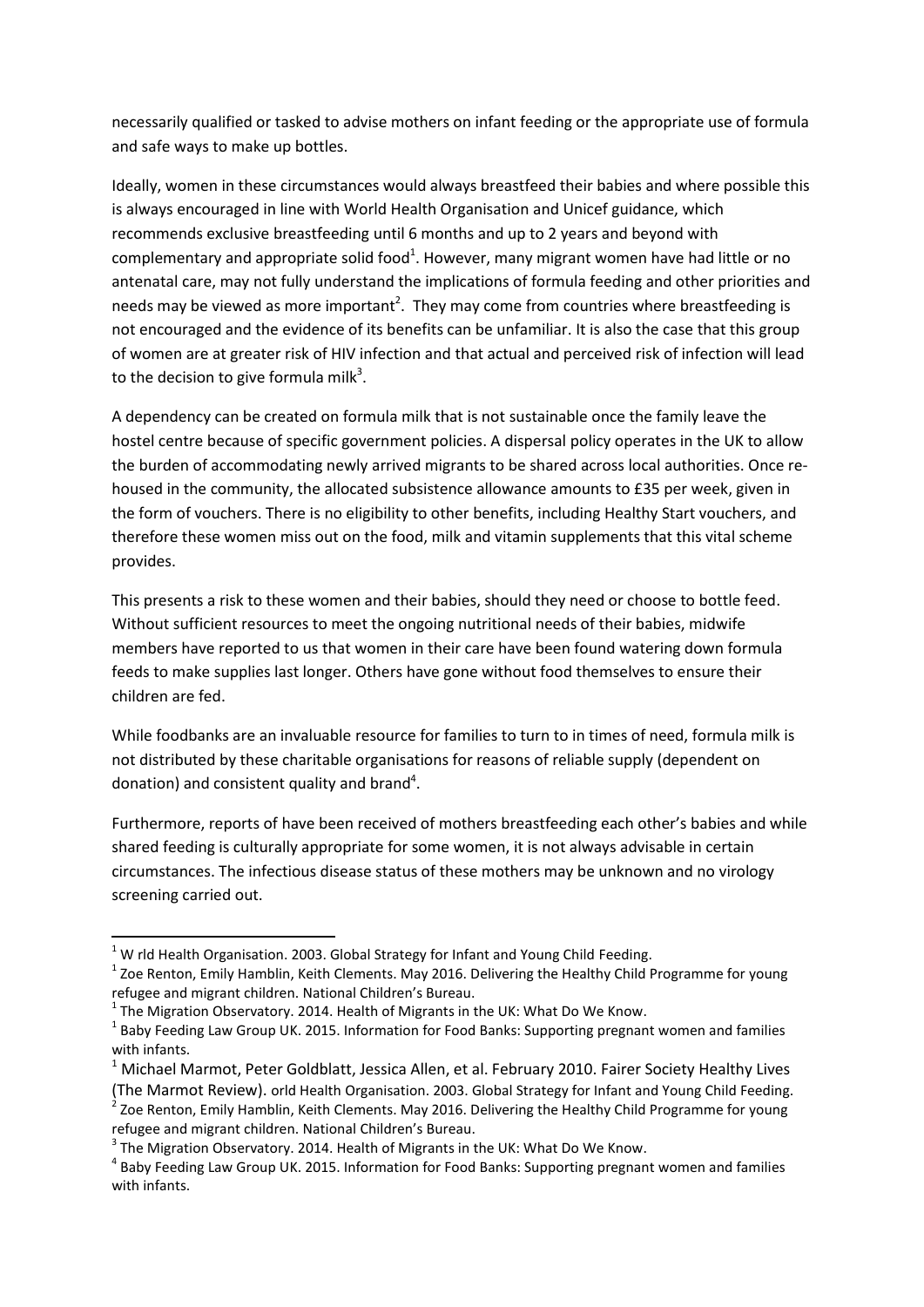necessarily qualified or tasked to advise mothers on infant feeding or the appropriate use of formula and safe ways to make up bottles.

Ideally, women in these circumstances would always breastfeed their babies and where possible this is always encouraged in line with World Health Organisation and Unicef guidance, which recommends exclusive breastfeeding until 6 months and up to 2 years and beyond with complementary and appropriate solid food[1]. However, many migrant women have had little or no antenatal care, may not fully understand the implications of formula feeding and other priorities and needs may be viewed as more important[2]. They may come from countries where breastfeeding is not encouraged and the evidence of its benefits can be unfamiliar. It is also the case that this group of women are at greater risk of HIV infection and that actual and perceived risk of infection will lead to the decision to give formula milk[3].

A dependency can be created on formula milk that is not sustainable once the family leave the hostel centre because of specific government policies. A dispersal policy operates in the UK to allow the burden of accommodating newly arrived migrants to be shared across local authorities. Once re-housed in the community, the allocated subsistence allowance amounts to £35 per week, given in the form of vouchers. There is no eligibility to other benefits, including Healthy Start vouchers, and therefore these women miss out on the food, milk and vitamin supplements that this vital scheme provides.

This presents a risk to these women and their babies, should they need or choose to bottle feed. Without sufficient resources to meet the ongoing nutritional needs of their babies, midwife members have reported to us that women in their care have been found watering down formula feeds to make supplies last longer. Others have gone without food themselves to ensure their children are fed.

While foodbanks are an invaluable resource for families to turn to in times of need, formula milk is not distributed by these charitable organisations for reasons of reliable supply (dependent on donation) and consistent quality and brand[4].

Furthermore, reports of have been received of mothers breastfeeding each other's babies and while shared feeding is culturally appropriate for some women, it is not always advisable in certain circumstances. The infectious disease status of these mothers may be unknown and no virology screening carried out.

---

[1] W rld Health Organisation. 2003. Global Strategy for Infant and Young Child Feeding.

[1] Zoe Renton, Emily Hamblin, Keith Clements. May 2016. Delivering the Healthy Child Programme for young refugee and migrant children. National Children's Bureau.

[1] The Migration Observatory. 2014. Health of Migrants in the UK: What Do We Know.

[1] Baby Feeding Law Group UK. 2015. Information for Food Banks: Supporting pregnant women and families with infants.

[1] Michael Marmot, Peter Goldblatt, Jessica Allen, et al. February 2010. Fairer Society Healthy Lives (The Marmot Review). orld Health Organisation. 2003. Global Strategy for Infant and Young Child Feeding.

[2] Zoe Renton, Emily Hamblin, Keith Clements. May 2016. Delivering the Healthy Child Programme for young refugee and migrant children. National Children's Bureau.

[3] The Migration Observatory. 2014. Health of Migrants in the UK: What Do We Know.

[4] Baby Feeding Law Group UK. 2015. Information for Food Banks: Supporting pregnant women and families with infants.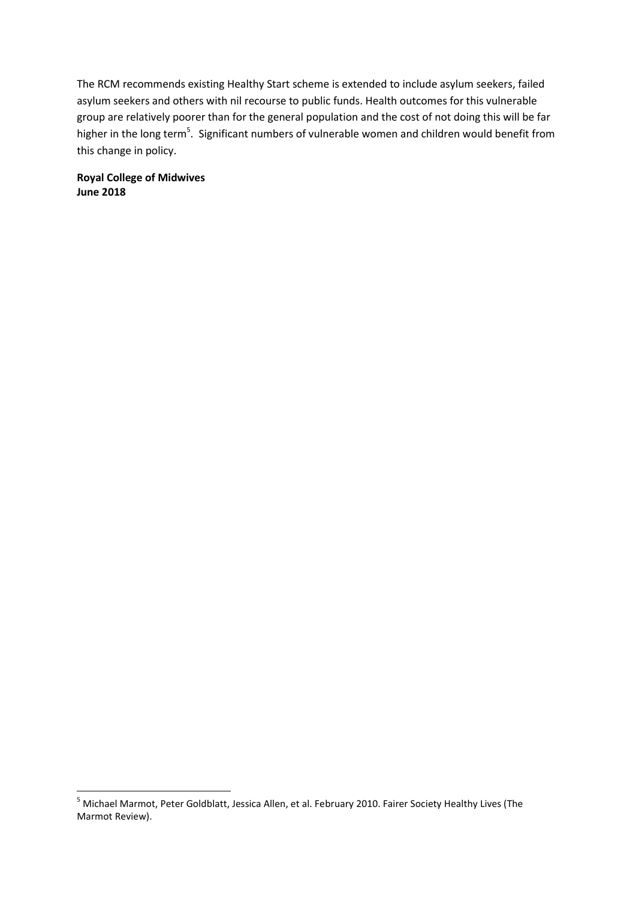The RCM recommends existing Healthy Start scheme is extended to include asylum seekers, failed asylum seekers and others with nil recourse to public funds. Health outcomes for this vulnerable group are relatively poorer than for the general population and the cost of not doing this will be far higher in the long term[5]. Significant numbers of vulnerable women and children would benefit from this change in policy.

**Royal College of Midwives**
**June 2018**

---

[5] Michael Marmot, Peter Goldblatt, Jessica Allen, et al. February 2010. Fairer Society Healthy Lives (The Marmot Review).